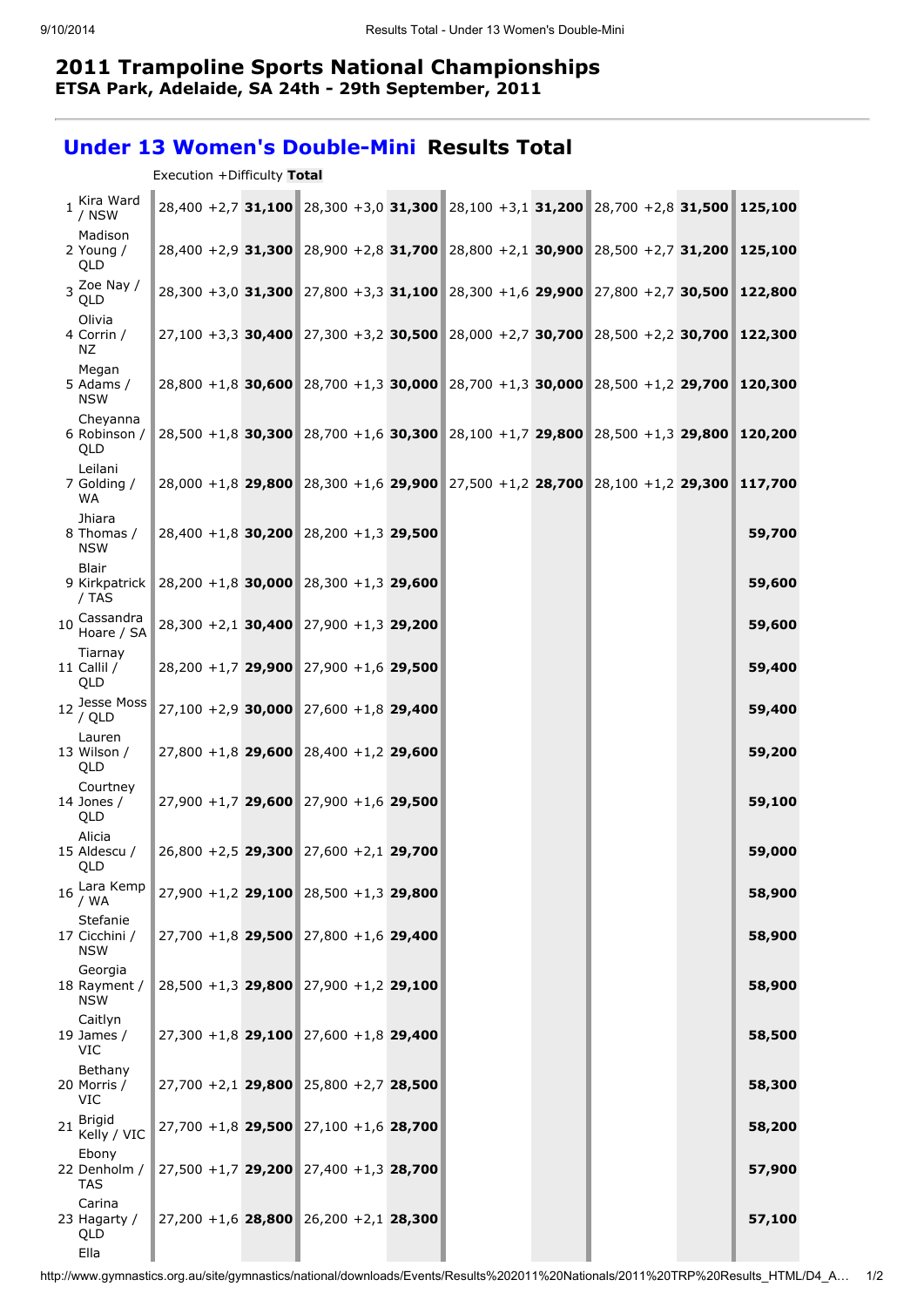# 2011 Trampoline Sports National Championships

**ETSA Park, Adelaide, SA 24th - 29th September, 2011**

## Under 13 Women's Double-Mini Results Total

Execution +Difficulty **Total**

| Rank | Name | E | D | Total | E | D | Total | E | D | Total | E | D | Total | Total |
|---|---|---|---|---|---|---|---|---|---|---|---|---|---|---|
| 1 | Kira Ward / NSW | 28,400 | +2,7 | **31,100** | 28,300 | +3,0 | **31,300** | 28,100 | +3,1 | **31,200** | 28,700 | +2,8 | **31,500** | **125,100** |
| 2 | Madison Young / QLD | 28,400 | +2,9 | **31,300** | 28,900 | +2,8 | **31,700** | 28,800 | +2,1 | **30,900** | 28,500 | +2,7 | **31,200** | **125,100** |
| 3 | Zoe Nay / QLD | 28,300 | +3,0 | **31,300** | 27,800 | +3,3 | **31,100** | 28,300 | +1,6 | **29,900** | 27,800 | +2,7 | **30,500** | **122,800** |
| 4 | Olivia Corrin / NZ | 27,100 | +3,3 | **30,400** | 27,300 | +3,2 | **30,500** | 28,000 | +2,7 | **30,700** | 28,500 | +2,2 | **30,700** | **122,300** |
| 5 | Megan Adams / NSW | 28,800 | +1,8 | **30,600** | 28,700 | +1,3 | **30,000** | 28,700 | +1,3 | **30,000** | 28,500 | +1,2 | **29,700** | **120,300** |
| 6 | Cheyanna Robinson / QLD | 28,500 | +1,8 | **30,300** | 28,700 | +1,6 | **30,300** | 28,100 | +1,7 | **29,800** | 28,500 | +1,3 | **29,800** | **120,200** |
| 7 | Leilani Golding / WA | 28,000 | +1,8 | **29,800** | 28,300 | +1,6 | **29,900** | 27,500 | +1,2 | **28,700** | 28,100 | +1,2 | **29,300** | **117,700** |
| 8 | Jhiara Thomas / NSW | 28,400 | +1,8 | **30,200** | 28,200 | +1,3 | **29,500** | | | | | | | **59,700** |
| 9 | Blair Kirkpatrick / TAS | 28,200 | +1,8 | **30,000** | 28,300 | +1,3 | **29,600** | | | | | | | **59,600** |
| 10 | Cassandra Hoare / SA | 28,300 | +2,1 | **30,400** | 27,900 | +1,3 | **29,200** | | | | | | | **59,600** |
| 11 | Tiarnay Callil / QLD | 28,200 | +1,7 | **29,900** | 27,900 | +1,6 | **29,500** | | | | | | | **59,400** |
| 12 | Jesse Moss / QLD | 27,100 | +2,9 | **30,000** | 27,600 | +1,8 | **29,400** | | | | | | | **59,400** |
| 13 | Lauren Wilson / QLD | 27,800 | +1,8 | **29,600** | 28,400 | +1,2 | **29,600** | | | | | | | **59,200** |
| 14 | Courtney Jones / QLD | 27,900 | +1,7 | **29,600** | 27,900 | +1,6 | **29,500** | | | | | | | **59,100** |
| 15 | Alicia Aldescu / QLD | 26,800 | +2,5 | **29,300** | 27,600 | +2,1 | **29,700** | | | | | | | **59,000** |
| 16 | Lara Kemp / WA | 27,900 | +1,2 | **29,100** | 28,500 | +1,3 | **29,800** | | | | | | | **58,900** |
| 17 | Stefanie Cicchini / NSW | 27,700 | +1,8 | **29,500** | 27,800 | +1,6 | **29,400** | | | | | | | **58,900** |
| 18 | Georgia Rayment / NSW | 28,500 | +1,3 | **29,800** | 27,900 | +1,2 | **29,100** | | | | | | | **58,900** |
| 19 | Caitlyn James / VIC | 27,300 | +1,8 | **29,100** | 27,600 | +1,8 | **29,400** | | | | | | | **58,500** |
| 20 | Bethany Morris / VIC | 27,700 | +2,1 | **29,800** | 25,800 | +2,7 | **28,500** | | | | | | | **58,300** |
| 21 | Brigid Kelly / VIC | 27,700 | +1,8 | **29,500** | 27,100 | +1,6 | **28,700** | | | | | | | **58,200** |
| 22 | Ebony Denholm / TAS | 27,500 | +1,7 | **29,200** | 27,400 | +1,3 | **28,700** | | | | | | | **57,900** |
| 23 | Carina Hagarty / QLD | 27,200 | +1,6 | **28,800** | 26,200 | +2,1 | **28,300** | | | | | | | **57,100** |
| | Ella | | | | | | | | | | | | | |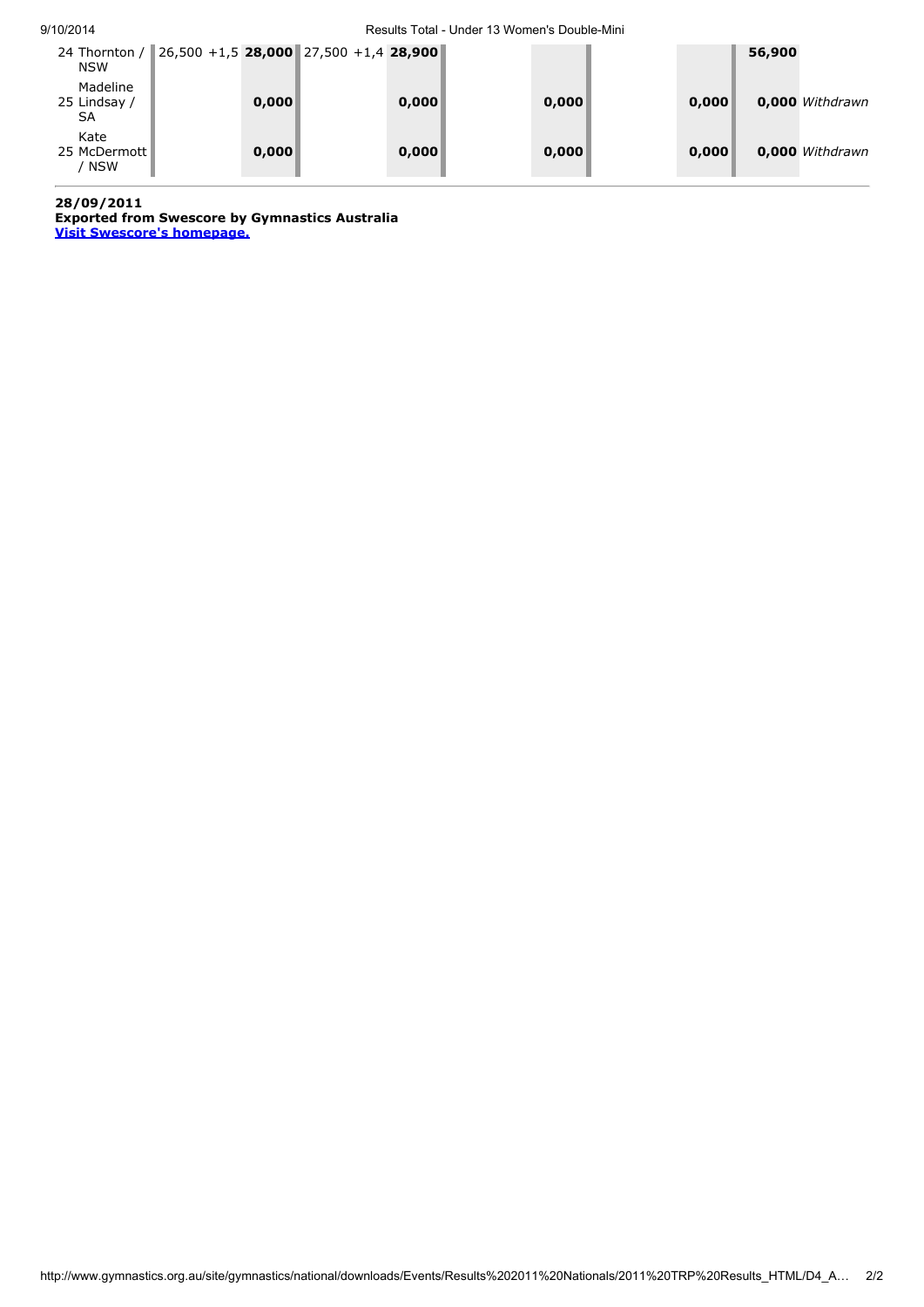| | | | | | | | | | | | |
|---|---|---|---|---|---|---|---|---|---|---|---|
| 24 | Thornton / NSW | 26,500 +1,5 | **28,000** | 27,500 +1,4 | **28,900** | | | | | **56,900** | |
| 25 | Madeline Lindsay / SA | | **0,000** | | **0,000** | | **0,000** | | **0,000** | **0,000** | *Withdrawn* |
| 25 | Kate McDermott / NSW | | **0,000** | | **0,000** | | **0,000** | | **0,000** | **0,000** | *Withdrawn* |

**28/09/2011**
**Exported from Swescore by Gymnastics Australia**
**Visit Swescore's homepage.**